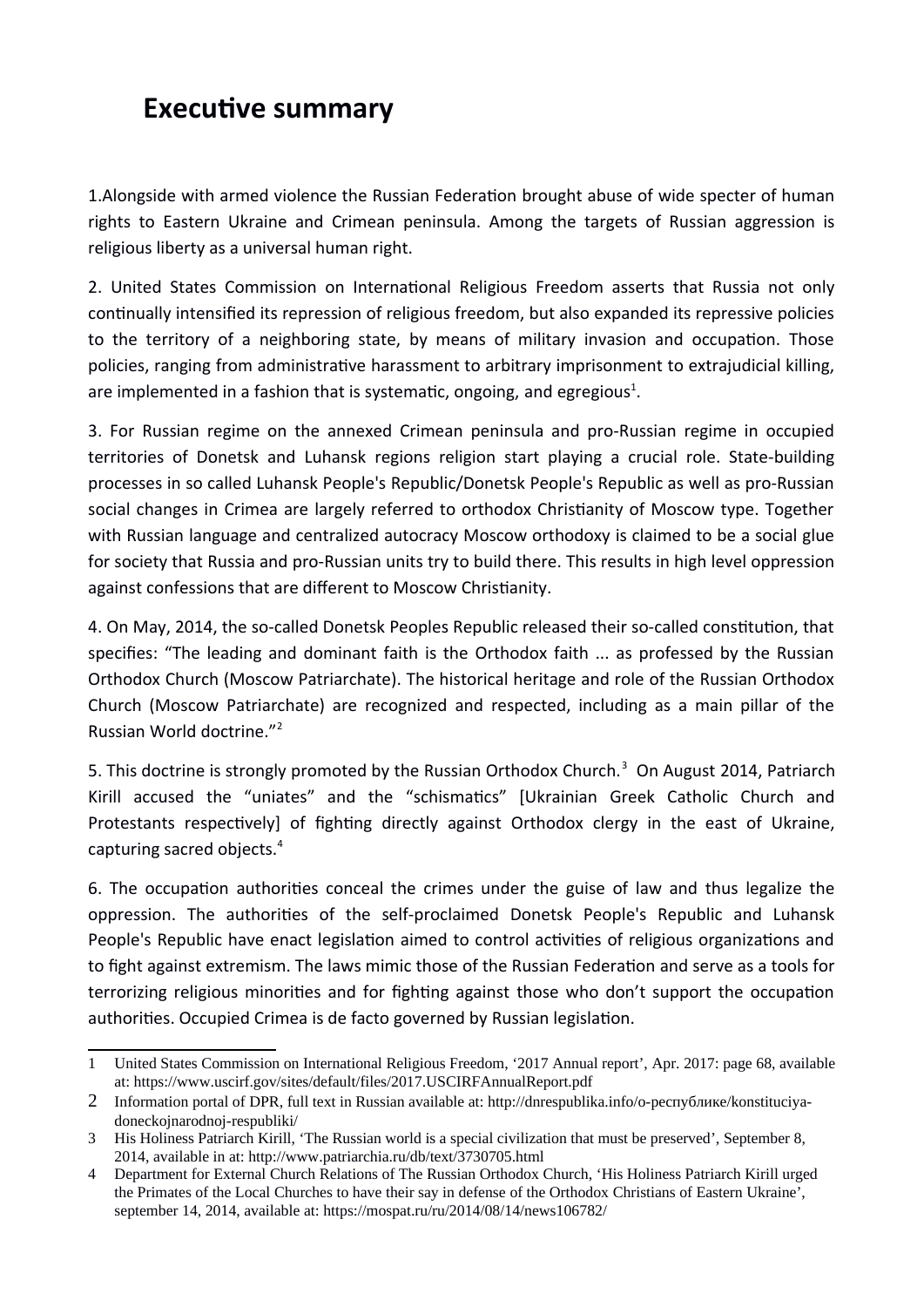# Executive summary

1.Alongside with armed violence the Russian Federation brought abuse of wide specter of human rights to Eastern Ukraine and Crimean peninsula. Among the targets of Russian aggression is religious liberty as a universal human right.

2. United States Commission on International Religious Freedom asserts that Russia not only continually intensified its repression of religious freedom, but also expanded its repressive policies to the territory of a neighboring state, by means of military invasion and occupation. Those policies, ranging from administrative harassment to arbitrary imprisonment to extrajudicial killing, are implemented in a fashion that is systematic, ongoing, and egregious[1].

3. For Russian regime on the annexed Crimean peninsula and pro-Russian regime in occupied territories of Donetsk and Luhansk regions religion start playing a crucial role. State-building processes in so called Luhansk People's Republic/Donetsk People's Republic as well as pro-Russian social changes in Crimea are largely referred to orthodox Christianity of Moscow type. Together with Russian language and centralized autocracy Moscow orthodoxy is claimed to be a social glue for society that Russia and pro-Russian units try to build there. This results in high level oppression against confessions that are different to Moscow Christianity.

4. On May, 2014, the so-called Donetsk Peoples Republic released their so-called constitution, that specifies: “The leading and dominant faith is the Orthodox faith ... as professed by the Russian Orthodox Church (Moscow Patriarchate). The historical heritage and role of the Russian Orthodox Church (Moscow Patriarchate) are recognized and respected, including as a main pillar of the Russian World doctrine.”[2]

5. This doctrine is strongly promoted by the Russian Orthodox Church.[3] On August 2014, Patriarch Kirill accused the “uniates” and the “schismatics” [Ukrainian Greek Catholic Church and Protestants respectively] of fighting directly against Orthodox clergy in the east of Ukraine, capturing sacred objects.[4]

6. The occupation authorities conceal the crimes under the guise of law and thus legalize the oppression. The authorities of the self-proclaimed Donetsk People's Republic and Luhansk People's Republic have enact legislation aimed to control activities of religious organizations and to fight against extremism. The laws mimic those of the Russian Federation and serve as a tools for terrorizing religious minorities and for fighting against those who don’t support the occupation authorities. Occupied Crimea is de facto governed by Russian legislation.

---

1 United States Commission on International Religious Freedom, ‘2017 Annual report’, Apr. 2017: page 68, available at: https://www.uscirf.gov/sites/default/files/2017.USCIRFAnnualReport.pdf

2 Information portal of DPR, full text in Russian available at: http://dnrespublika.info/о-республике/konstituciya-doneckojnarodnoj-respubliki/

3 His Holiness Patriarch Kirill, ‘The Russian world is a special civilization that must be preserved’, September 8, 2014, available in at: http://www.patriarchia.ru/db/text/3730705.html

4 Department for External Church Relations of The Russian Orthodox Church, ‘His Holiness Patriarch Kirill urged the Primates of the Local Churches to have their say in defense of the Orthodox Christians of Eastern Ukraine’, september 14, 2014, available at: https://mospat.ru/ru/2014/08/14/news106782/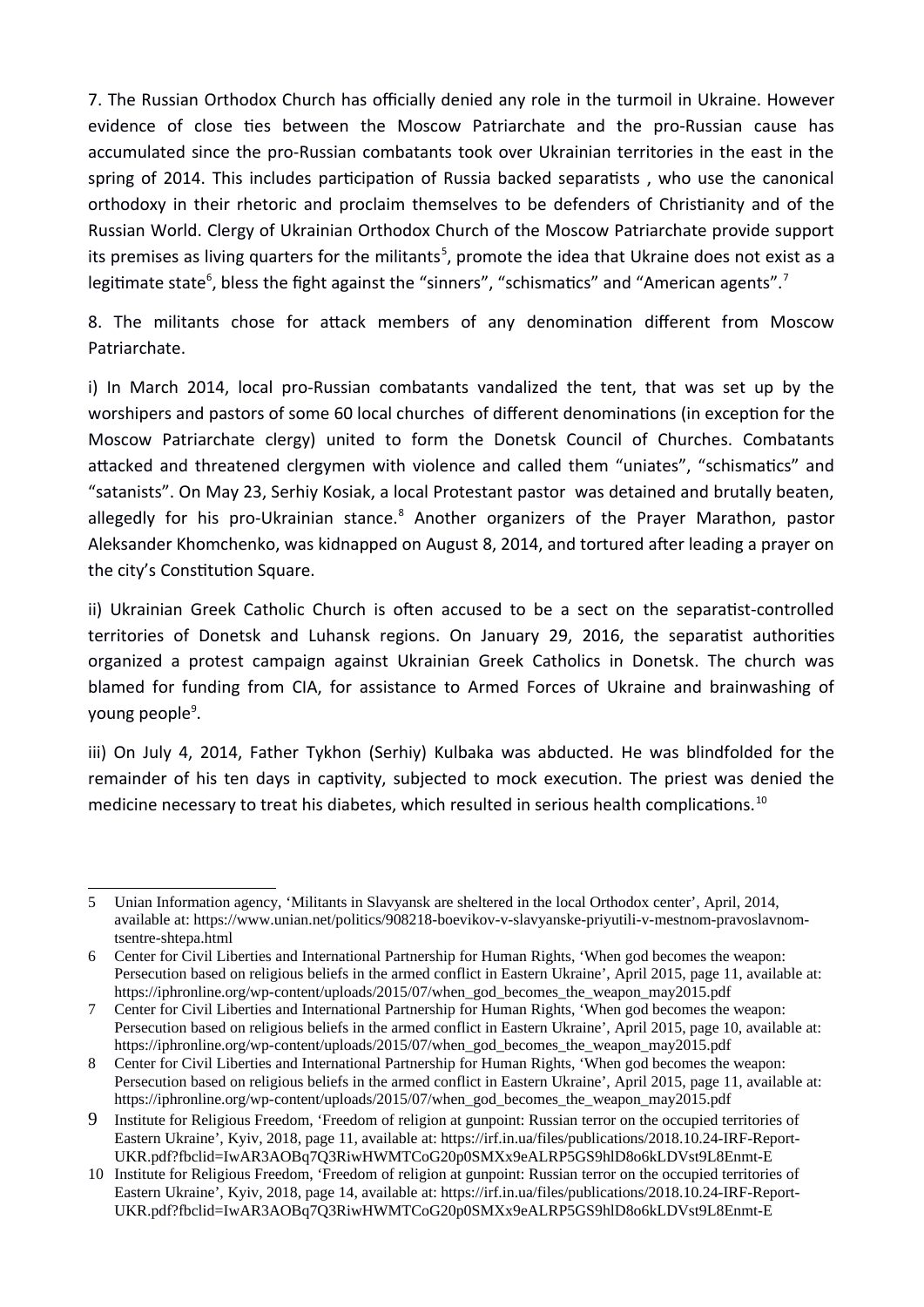7. The Russian Orthodox Church has officially denied any role in the turmoil in Ukraine. However evidence of close ties between the Moscow Patriarchate and the pro-Russian cause has accumulated since the pro-Russian combatants took over Ukrainian territories in the east in the spring of 2014. This includes participation of Russia backed separatists , who use the canonical orthodoxy in their rhetoric and proclaim themselves to be defenders of Christianity and of the Russian World. Clergy of Ukrainian Orthodox Church of the Moscow Patriarchate provide support its premises as living quarters for the militants[5], promote the idea that Ukraine does not exist as a legitimate state[6], bless the fight against the "sinners", "schismatics" and "American agents".[7]

8. The militants chose for attack members of any denomination different from Moscow Patriarchate.

i) In March 2014, local pro-Russian combatants vandalized the tent, that was set up by the worshipers and pastors of some 60 local churches of different denominations (in exception for the Moscow Patriarchate clergy) united to form the Donetsk Council of Churches. Combatants attacked and threatened clergymen with violence and called them "uniates", "schismatics" and "satanists". On May 23, Serhiy Kosiak, a local Protestant pastor was detained and brutally beaten, allegedly for his pro-Ukrainian stance.[8] Another organizers of the Prayer Marathon, pastor Aleksander Khomchenko, was kidnapped on August 8, 2014, and tortured after leading a prayer on the city's Constitution Square.

ii) Ukrainian Greek Catholic Church is often accused to be a sect on the separatist-controlled territories of Donetsk and Luhansk regions. On January 29, 2016, the separatist authorities organized a protest campaign against Ukrainian Greek Catholics in Donetsk. The church was blamed for funding from CIA, for assistance to Armed Forces of Ukraine and brainwashing of young people[9].

iii) On July 4, 2014, Father Tykhon (Serhiy) Kulbaka was abducted. He was blindfolded for the remainder of his ten days in captivity, subjected to mock execution. The priest was denied the medicine necessary to treat his diabetes, which resulted in serious health complications.[10]

---

5 Unian Information agency, 'Militants in Slavyansk are sheltered in the local Orthodox center', April, 2014, available at: https://www.unian.net/politics/908218-boevikov-v-slavyanske-priyutili-v-mestnom-pravoslavnom-tsentre-shtepa.html

6 Center for Civil Liberties and International Partnership for Human Rights, 'When god becomes the weapon: Persecution based on religious beliefs in the armed conflict in Eastern Ukraine', April 2015, page 11, available at: https://iphronline.org/wp-content/uploads/2015/07/when_god_becomes_the_weapon_may2015.pdf

7 Center for Civil Liberties and International Partnership for Human Rights, 'When god becomes the weapon: Persecution based on religious beliefs in the armed conflict in Eastern Ukraine', April 2015, page 10, available at: https://iphronline.org/wp-content/uploads/2015/07/when_god_becomes_the_weapon_may2015.pdf

8 Center for Civil Liberties and International Partnership for Human Rights, 'When god becomes the weapon: Persecution based on religious beliefs in the armed conflict in Eastern Ukraine', April 2015, page 11, available at: https://iphronline.org/wp-content/uploads/2015/07/when_god_becomes_the_weapon_may2015.pdf

9 Institute for Religious Freedom, 'Freedom of religion at gunpoint: Russian terror on the occupied territories of Eastern Ukraine', Kyiv, 2018, page 11, available at: https://irf.in.ua/files/publications/2018.10.24-IRF-Report-UKR.pdf?fbclid=IwAR3AOBq7Q3RiwHWMTCoG20p0SMXx9eALRP5GS9hlD8o6kLDVst9L8Enmt-E

10 Institute for Religious Freedom, 'Freedom of religion at gunpoint: Russian terror on the occupied territories of Eastern Ukraine', Kyiv, 2018, page 14, available at: https://irf.in.ua/files/publications/2018.10.24-IRF-Report-UKR.pdf?fbclid=IwAR3AOBq7Q3RiwHWMTCoG20p0SMXx9eALRP5GS9hlD8o6kLDVst9L8Enmt-E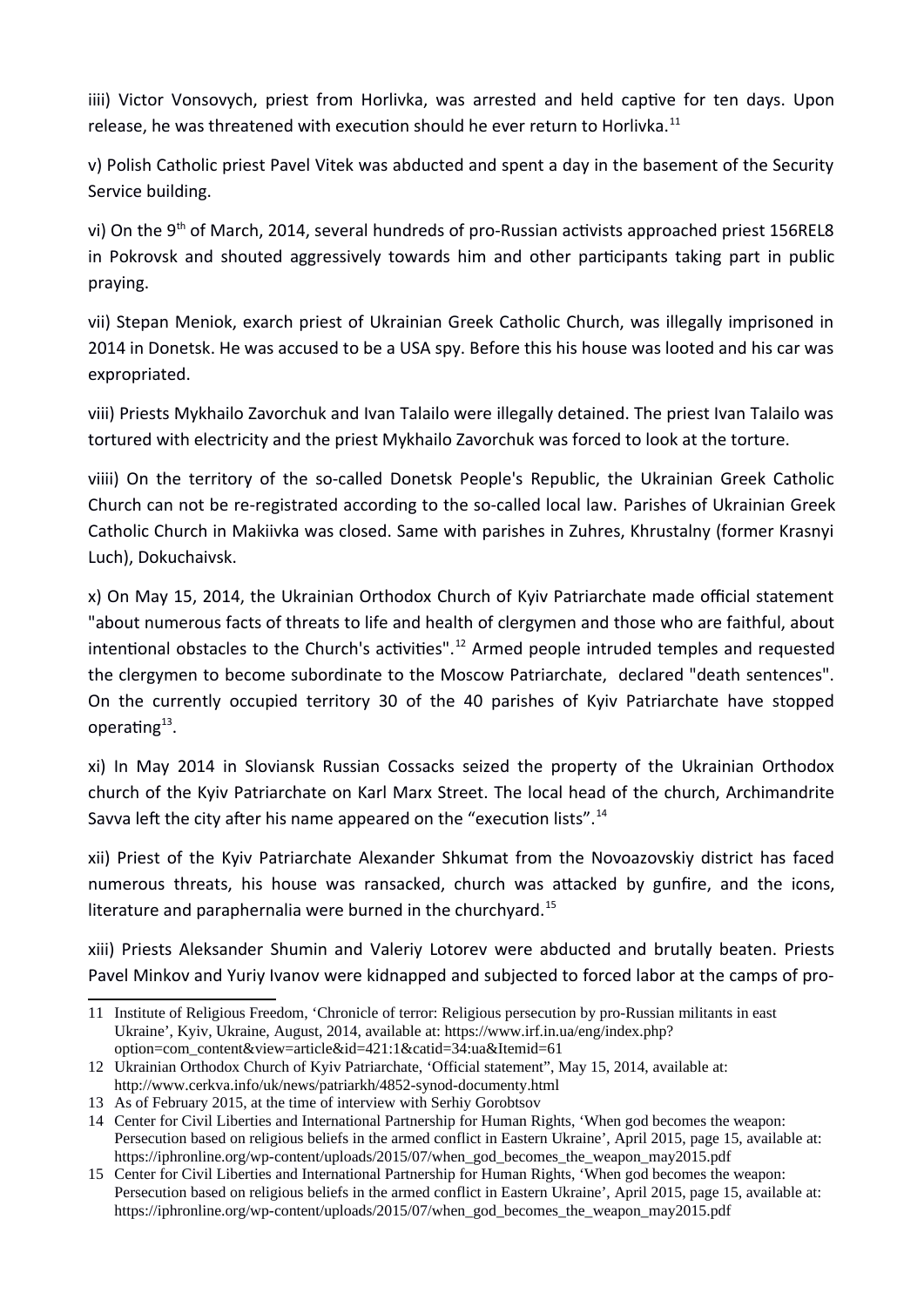iiii) Victor Vonsovych, priest from Horlivka, was arrested and held captive for ten days. Upon release, he was threatened with execution should he ever return to Horlivka.[11]

v) Polish Catholic priest Pavel Vitek was abducted and spent a day in the basement of the Security Service building.

vi) On the 9th of March, 2014, several hundreds of pro-Russian activists approached priest 156REL8 in Pokrovsk and shouted aggressively towards him and other participants taking part in public praying.

vii) Stepan Meniok, exarch priest of Ukrainian Greek Catholic Church, was illegally imprisoned in 2014 in Donetsk. He was accused to be a USA spy. Before this his house was looted and his car was expropriated.

viii) Priests Mykhailo Zavorchuk and Ivan Talailo were illegally detained. The priest Ivan Talailo was tortured with electricity and the priest Mykhailo Zavorchuk was forced to look at the torture.

viiii) On the territory of the so-called Donetsk People's Republic, the Ukrainian Greek Catholic Church can not be re-registrated according to the so-called local law. Parishes of Ukrainian Greek Catholic Church in Makiivka was closed. Same with parishes in Zuhres, Khrustalny (former Krasnyi Luch), Dokuchaivsk.

x) On May 15, 2014, the Ukrainian Orthodox Church of Kyiv Patriarchate made official statement "about numerous facts of threats to life and health of clergymen and those who are faithful, about intentional obstacles to the Church's activities".[12] Armed people intruded temples and requested the clergymen to become subordinate to the Moscow Patriarchate, declared "death sentences". On the currently occupied territory 30 of the 40 parishes of Kyiv Patriarchate have stopped operating[13].

xi) In May 2014 in Sloviansk Russian Cossacks seized the property of the Ukrainian Orthodox church of the Kyiv Patriarchate on Karl Marx Street. The local head of the church, Archimandrite Savva left the city after his name appeared on the "execution lists".[14]

xii) Priest of the Kyiv Patriarchate Alexander Shkumat from the Novoazovskiy district has faced numerous threats, his house was ransacked, church was attacked by gunfire, and the icons, literature and paraphernalia were burned in the churchyard.[15]

xiii) Priests Aleksander Shumin and Valeriy Lotorev were abducted and brutally beaten. Priests Pavel Minkov and Yuriy Ivanov were kidnapped and subjected to forced labor at the camps of pro-

---

11 Institute of Religious Freedom, 'Chronicle of terror: Religious persecution by pro-Russian militants in east Ukraine', Kyiv, Ukraine, August, 2014, available at: https://www.irf.in.ua/eng/index.php?option=com_content&view=article&id=421:1&catid=34:ua&Itemid=61

12 Ukrainian Orthodox Church of Kyiv Patriarchate, 'Official statement", May 15, 2014, available at: http://www.cerkva.info/uk/news/patriarkh/4852-synod-documenty.html

13 As of February 2015, at the time of interview with Serhiy Gorobtsov

14 Center for Civil Liberties and International Partnership for Human Rights, 'When god becomes the weapon: Persecution based on religious beliefs in the armed conflict in Eastern Ukraine', April 2015, page 15, available at: https://iphronline.org/wp-content/uploads/2015/07/when_god_becomes_the_weapon_may2015.pdf

15 Center for Civil Liberties and International Partnership for Human Rights, 'When god becomes the weapon: Persecution based on religious beliefs in the armed conflict in Eastern Ukraine', April 2015, page 15, available at: https://iphronline.org/wp-content/uploads/2015/07/when_god_becomes_the_weapon_may2015.pdf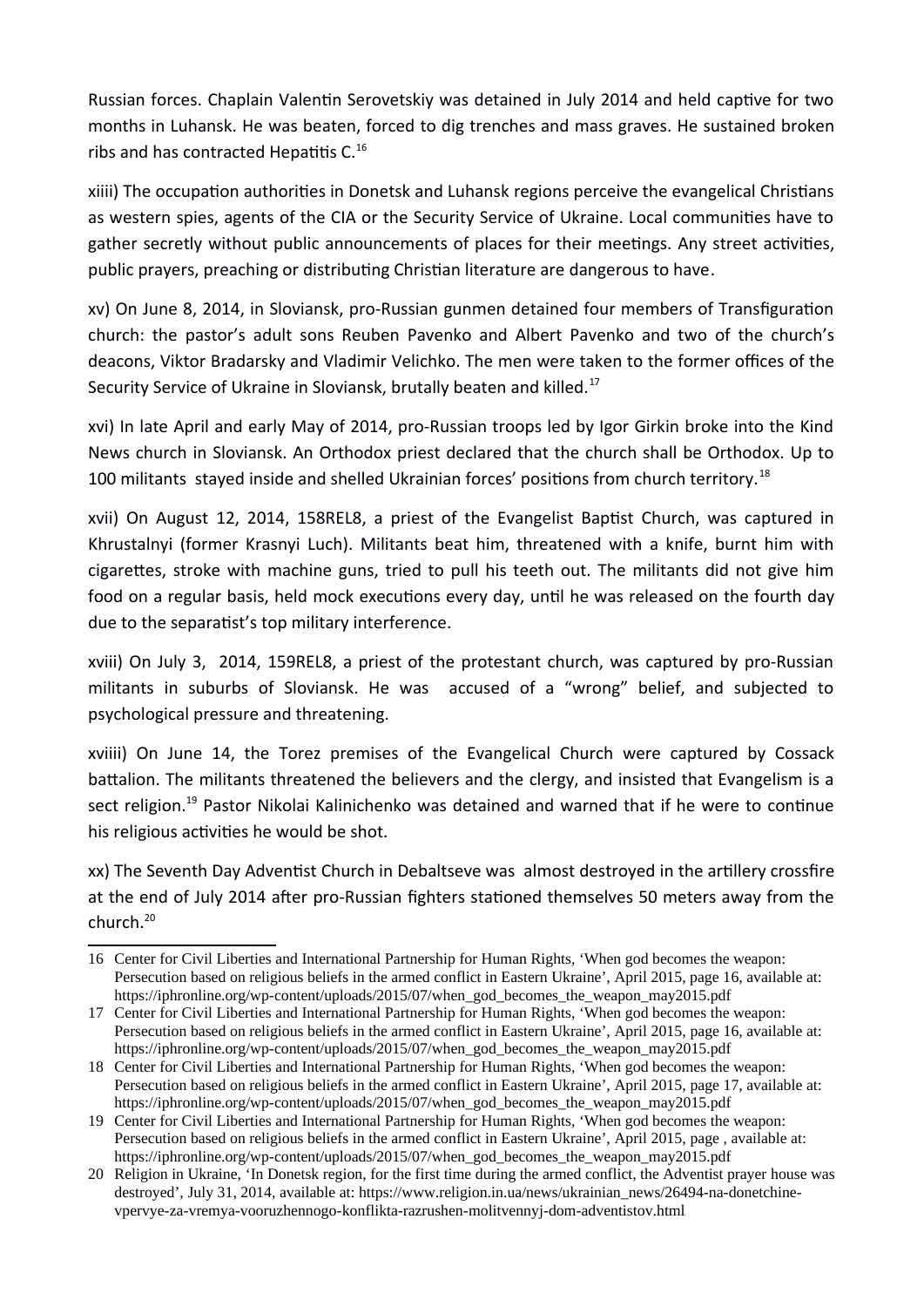Russian forces. Chaplain Valentin Serovetskiy was detained in July 2014 and held captive for two months in Luhansk. He was beaten, forced to dig trenches and mass graves. He sustained broken ribs and has contracted Hepatitis C.[16]

xiiii) The occupation authorities in Donetsk and Luhansk regions perceive the evangelical Christians as western spies, agents of the CIA or the Security Service of Ukraine. Local communities have to gather secretly without public announcements of places for their meetings. Any street activities, public prayers, preaching or distributing Christian literature are dangerous to have.

xv) On June 8, 2014, in Sloviansk, pro-Russian gunmen detained four members of Transfiguration church: the pastor's adult sons Reuben Pavenko and Albert Pavenko and two of the church's deacons, Viktor Bradarsky and Vladimir Velichko. The men were taken to the former offices of the Security Service of Ukraine in Sloviansk, brutally beaten and killed.[17]

xvi) In late April and early May of 2014, pro-Russian troops led by Igor Girkin broke into the Kind News church in Sloviansk. An Orthodox priest declared that the church shall be Orthodox. Up to 100 militants stayed inside and shelled Ukrainian forces' positions from church territory.[18]

xvii) On August 12, 2014, 158REL8, a priest of the Evangelist Baptist Church, was captured in Khrustalnyi (former Krasnyi Luch). Militants beat him, threatened with a knife, burnt him with cigarettes, stroke with machine guns, tried to pull his teeth out. The militants did not give him food on a regular basis, held mock executions every day, until he was released on the fourth day due to the separatist's top military interference.

xviii) On July 3, 2014, 159REL8, a priest of the protestant church, was captured by pro-Russian militants in suburbs of Sloviansk. He was accused of a "wrong" belief, and subjected to psychological pressure and threatening.

xviiii) On June 14, the Torez premises of the Evangelical Church were captured by Cossack battalion. The militants threatened the believers and the clergy, and insisted that Evangelism is a sect religion.[19] Pastor Nikolai Kalinichenko was detained and warned that if he were to continue his religious activities he would be shot.

xx) The Seventh Day Adventist Church in Debaltseve was almost destroyed in the artillery crossfire at the end of July 2014 after pro-Russian fighters stationed themselves 50 meters away from the church.[20]

---

16 Center for Civil Liberties and International Partnership for Human Rights, 'When god becomes the weapon: Persecution based on religious beliefs in the armed conflict in Eastern Ukraine', April 2015, page 16, available at: https://iphronline.org/wp-content/uploads/2015/07/when_god_becomes_the_weapon_may2015.pdf

17 Center for Civil Liberties and International Partnership for Human Rights, 'When god becomes the weapon: Persecution based on religious beliefs in the armed conflict in Eastern Ukraine', April 2015, page 16, available at: https://iphronline.org/wp-content/uploads/2015/07/when_god_becomes_the_weapon_may2015.pdf

18 Center for Civil Liberties and International Partnership for Human Rights, 'When god becomes the weapon: Persecution based on religious beliefs in the armed conflict in Eastern Ukraine', April 2015, page 17, available at: https://iphronline.org/wp-content/uploads/2015/07/when_god_becomes_the_weapon_may2015.pdf

19 Center for Civil Liberties and International Partnership for Human Rights, 'When god becomes the weapon: Persecution based on religious beliefs in the armed conflict in Eastern Ukraine', April 2015, page , available at: https://iphronline.org/wp-content/uploads/2015/07/when_god_becomes_the_weapon_may2015.pdf

20 Religion in Ukraine, 'In Donetsk region, for the first time during the armed conflict, the Adventist prayer house was destroyed', July 31, 2014, available at: https://www.religion.in.ua/news/ukrainian_news/26494-na-donetchine-vpervye-za-vremya-vooruzhennogo-konflikta-razrushen-molitvennyj-dom-adventistov.html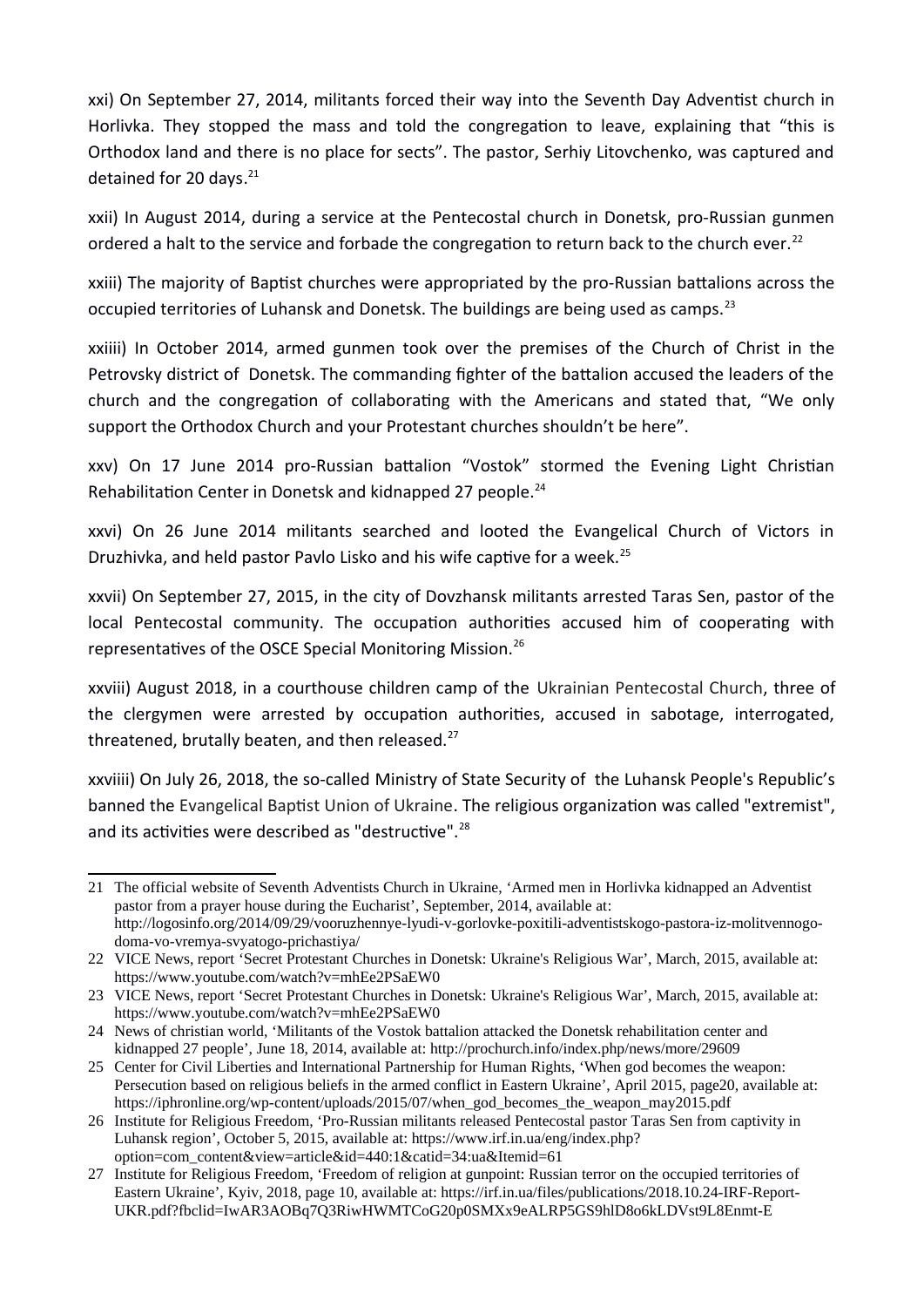xxi) On September 27, 2014, militants forced their way into the Seventh Day Adventist church in Horlivka. They stopped the mass and told the congregation to leave, explaining that "this is Orthodox land and there is no place for sects". The pastor, Serhiy Litovchenko, was captured and detained for 20 days.[21]

xxii) In August 2014, during a service at the Pentecostal church in Donetsk, pro-Russian gunmen ordered a halt to the service and forbade the congregation to return back to the church ever.[22]

xxiii) The majority of Baptist churches were appropriated by the pro-Russian battalions across the occupied territories of Luhansk and Donetsk. The buildings are being used as camps.[23]

xxiiii) In October 2014, armed gunmen took over the premises of the Church of Christ in the Petrovsky district of Donetsk. The commanding fighter of the battalion accused the leaders of the church and the congregation of collaborating with the Americans and stated that, "We only support the Orthodox Church and your Protestant churches shouldn't be here".

xxv) On 17 June 2014 pro-Russian battalion "Vostok" stormed the Evening Light Christian Rehabilitation Center in Donetsk and kidnapped 27 people.[24]

xxvi) On 26 June 2014 militants searched and looted the Evangelical Church of Victors in Druzhivka, and held pastor Pavlo Lisko and his wife captive for a week.[25]

xxvii) On September 27, 2015, in the city of Dovzhansk militants arrested Taras Sen, pastor of the local Pentecostal community. The occupation authorities accused him of cooperating with representatives of the OSCE Special Monitoring Mission.[26]

xxviii) August 2018, in a courthouse children camp of the Ukrainian Pentecostal Church, three of the clergymen were arrested by occupation authorities, accused in sabotage, interrogated, threatened, brutally beaten, and then released.[27]

xxviiii) On July 26, 2018, the so-called Ministry of State Security of the Luhansk People's Republic's banned the Evangelical Baptist Union of Ukraine. The religious organization was called "extremist", and its activities were described as "destructive".[28]

---

21 The official website of Seventh Adventists Church in Ukraine, 'Armed men in Horlivka kidnapped an Adventist pastor from a prayer house during the Eucharist', September, 2014, available at: http://logosinfo.org/2014/09/29/vooruzhennye-lyudi-v-gorlovke-poxitili-adventistskogo-pastora-iz-molitvennogo-doma-vo-vremya-svyatogo-prichastiya/

22 VICE News, report 'Secret Protestant Churches in Donetsk: Ukraine's Religious War', March, 2015, available at: https://www.youtube.com/watch?v=mhEe2PSaEW0

23 VICE News, report 'Secret Protestant Churches in Donetsk: Ukraine's Religious War', March, 2015, available at: https://www.youtube.com/watch?v=mhEe2PSaEW0

24 News of christian world, 'Militants of the Vostok battalion attacked the Donetsk rehabilitation center and kidnapped 27 people', June 18, 2014, available at: http://prochurch.info/index.php/news/more/29609

25 Center for Civil Liberties and International Partnership for Human Rights, 'When god becomes the weapon: Persecution based on religious beliefs in the armed conflict in Eastern Ukraine', April 2015, page20, available at: https://iphronline.org/wp-content/uploads/2015/07/when_god_becomes_the_weapon_may2015.pdf

26 Institute for Religious Freedom, 'Pro-Russian militants released Pentecostal pastor Taras Sen from captivity in Luhansk region', October 5, 2015, available at: https://www.irf.in.ua/eng/index.php?option=com_content&view=article&id=440:1&catid=34:ua&Itemid=61

27 Institute for Religious Freedom, 'Freedom of religion at gunpoint: Russian terror on the occupied territories of Eastern Ukraine', Kyiv, 2018, page 10, available at: https://irf.in.ua/files/publications/2018.10.24-IRF-Report-UKR.pdf?fbclid=IwAR3AOBq7Q3RiwHWMTCoG20p0SMXx9eALRP5GS9hlD8o6kLDVst9L8Enmt-E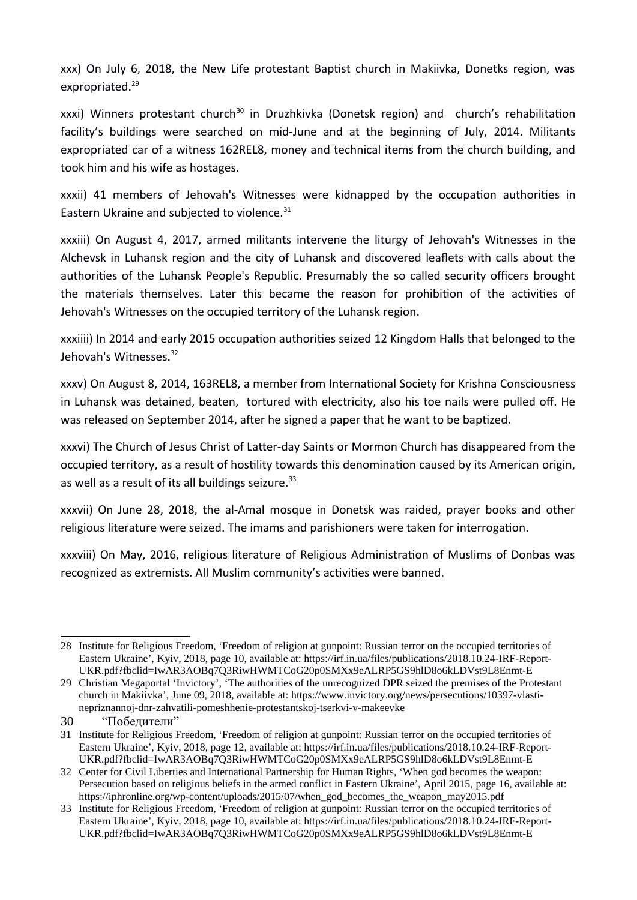xxx) On July 6, 2018, the New Life protestant Baptist church in Makiivka, Donetks region, was expropriated.[29]

xxxi) Winners protestant church[30] in Druzhkivka (Donetsk region) and church's rehabilitation facility's buildings were searched on mid-June and at the beginning of July, 2014. Militants expropriated car of a witness 162REL8, money and technical items from the church building, and took him and his wife as hostages.

xxxii) 41 members of Jehovah's Witnesses were kidnapped by the occupation authorities in Eastern Ukraine and subjected to violence.[31]

xxxiii) On August 4, 2017, armed militants intervene the liturgy of Jehovah's Witnesses in the Alchevsk in Luhansk region and the city of Luhansk and discovered leaflets with calls about the authorities of the Luhansk People's Republic. Presumably the so called security officers brought the materials themselves. Later this became the reason for prohibition of the activities of Jehovah's Witnesses on the occupied territory of the Luhansk region.

xxxiiii) In 2014 and early 2015 occupation authorities seized 12 Kingdom Halls that belonged to the Jehovah's Witnesses.[32]

xxxv) On August 8, 2014, 163REL8, a member from International Society for Krishna Consciousness in Luhansk was detained, beaten, tortured with electricity, also his toe nails were pulled off. He was released on September 2014, after he signed a paper that he want to be baptized.

xxxvi) The Church of Jesus Christ of Latter-day Saints or Mormon Church has disappeared from the occupied territory, as a result of hostility towards this denomination caused by its American origin, as well as a result of its all buildings seizure.[33]

xxxvii) On June 28, 2018, the al-Amal mosque in Donetsk was raided, prayer books and other religious literature were seized. The imams and parishioners were taken for interrogation.

xxxviii) On May, 2016, religious literature of Religious Administration of Muslims of Donbas was recognized as extremists. All Muslim community's activities were banned.

---

28 Institute for Religious Freedom, 'Freedom of religion at gunpoint: Russian terror on the occupied territories of Eastern Ukraine', Kyiv, 2018, page 10, available at: https://irf.in.ua/files/publications/2018.10.24-IRF-Report-UKR.pdf?fbclid=IwAR3AOBq7Q3RiwHWMTCoG20p0SMXx9eALRP5GS9hlD8o6kLDVst9L8Enmt-E

29 Christian Megaportal 'Invictory', 'The authorities of the unrecognized DPR seized the premises of the Protestant church in Makiivka', June 09, 2018, available at: https://www.invictory.org/news/persecutions/10397-vlasti-nepriznannoj-dnr-zahvatili-pomeshhenie-protestantskoj-tserkvi-v-makeevke

30 "Победители"

31 Institute for Religious Freedom, 'Freedom of religion at gunpoint: Russian terror on the occupied territories of Eastern Ukraine', Kyiv, 2018, page 12, available at: https://irf.in.ua/files/publications/2018.10.24-IRF-Report-UKR.pdf?fbclid=IwAR3AOBq7Q3RiwHWMTCoG20p0SMXx9eALRP5GS9hlD8o6kLDVst9L8Enmt-E

32 Center for Civil Liberties and International Partnership for Human Rights, 'When god becomes the weapon: Persecution based on religious beliefs in the armed conflict in Eastern Ukraine', April 2015, page 16, available at: https://iphronline.org/wp-content/uploads/2015/07/when_god_becomes_the_weapon_may2015.pdf

33 Institute for Religious Freedom, 'Freedom of religion at gunpoint: Russian terror on the occupied territories of Eastern Ukraine', Kyiv, 2018, page 10, available at: https://irf.in.ua/files/publications/2018.10.24-IRF-Report-UKR.pdf?fbclid=IwAR3AOBq7Q3RiwHWMTCoG20p0SMXx9eALRP5GS9hlD8o6kLDVst9L8Enmt-E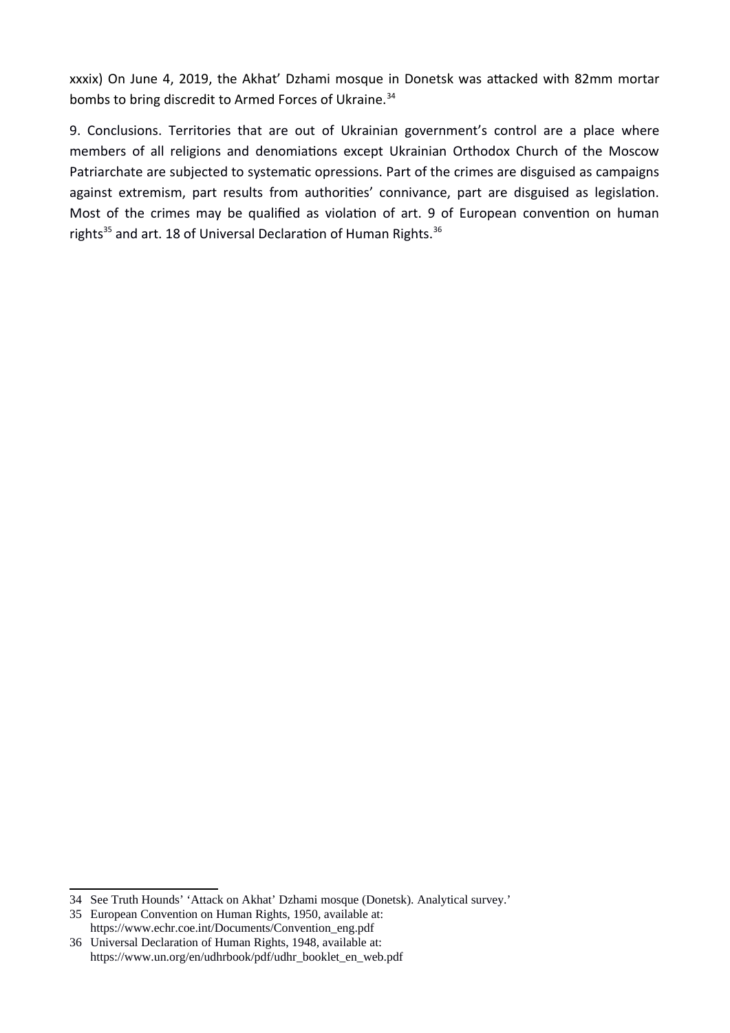xxxix) On June 4, 2019, the Akhat' Dzhami mosque in Donetsk was attacked with 82mm mortar bombs to bring discredit to Armed Forces of Ukraine.[34]

9. Conclusions. Territories that are out of Ukrainian government's control are a place where members of all religions and denomiations except Ukrainian Orthodox Church of the Moscow Patriarchate are subjected to systematic opressions. Part of the crimes are disguised as campaigns against extremism, part results from authorities' connivance, part are disguised as legislation. Most of the crimes may be qualified as violation of art. 9 of European convention on human rights[35] and art. 18 of Universal Declaration of Human Rights.[36]

---

34 See Truth Hounds' 'Attack on Akhat' Dzhami mosque (Donetsk). Analytical survey.'

35 European Convention on Human Rights, 1950, available at: https://www.echr.coe.int/Documents/Convention_eng.pdf

36 Universal Declaration of Human Rights, 1948, available at: https://www.un.org/en/udhrbook/pdf/udhr_booklet_en_web.pdf